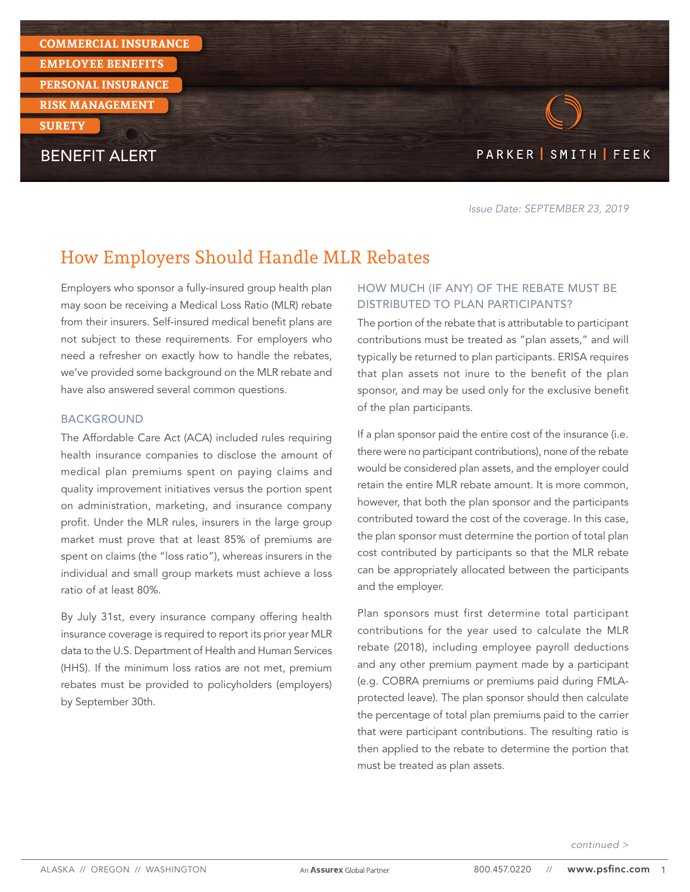COMMERCIAL INSURANCE
EMPLOYEE BENEFITS
PERSONAL INSURANCE
RISK MANAGEMENT
SURETY

BENEFIT ALERT

PARKER | SMITH | FEEK

*Issue Date: SEPTEMBER 23, 2019*

# How Employers Should Handle MLR Rebates

Employers who sponsor a fully-insured group health plan may soon be receiving a Medical Loss Ratio (MLR) rebate from their insurers. Self-insured medical benefit plans are not subject to these requirements. For employers who need a refresher on exactly how to handle the rebates, we've provided some background on the MLR rebate and have also answered several common questions.

## BACKGROUND

The Affordable Care Act (ACA) included rules requiring health insurance companies to disclose the amount of medical plan premiums spent on paying claims and quality improvement initiatives versus the portion spent on administration, marketing, and insurance company profit. Under the MLR rules, insurers in the large group market must prove that at least 85% of premiums are spent on claims (the "loss ratio"), whereas insurers in the individual and small group markets must achieve a loss ratio of at least 80%.

By July 31st, every insurance company offering health insurance coverage is required to report its prior year MLR data to the U.S. Department of Health and Human Services (HHS). If the minimum loss ratios are not met, premium rebates must be provided to policyholders (employers) by September 30th.

## HOW MUCH (IF ANY) OF THE REBATE MUST BE DISTRIBUTED TO PLAN PARTICIPANTS?

The portion of the rebate that is attributable to participant contributions must be treated as "plan assets," and will typically be returned to plan participants. ERISA requires that plan assets not inure to the benefit of the plan sponsor, and may be used only for the exclusive benefit of the plan participants.

If a plan sponsor paid the entire cost of the insurance (i.e. there were no participant contributions), none of the rebate would be considered plan assets, and the employer could retain the entire MLR rebate amount. It is more common, however, that both the plan sponsor and the participants contributed toward the cost of the coverage. In this case, the plan sponsor must determine the portion of total plan cost contributed by participants so that the MLR rebate can be appropriately allocated between the participants and the employer.

Plan sponsors must first determine total participant contributions for the year used to calculate the MLR rebate (2018), including employee payroll deductions and any other premium payment made by a participant (e.g. COBRA premiums or premiums paid during FMLA-protected leave). The plan sponsor should then calculate the percentage of total plan premiums paid to the carrier that were participant contributions. The resulting ratio is then applied to the rebate to determine the portion that must be treated as plan assets.

*continued >*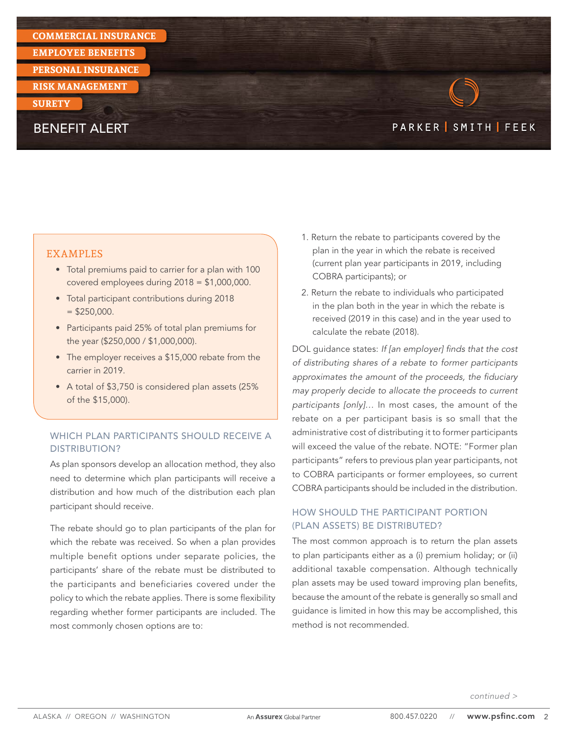## EXAMPLES

- Total premiums paid to carrier for a plan with 100 covered employees during 2018 = $1,000,000.
- Total participant contributions during 2018 = $250,000.
- Participants paid 25% of total plan premiums for the year ($250,000 / $1,000,000).
- The employer receives a $15,000 rebate from the carrier in 2019.
- A total of $3,750 is considered plan assets (25% of the $15,000).

### WHICH PLAN PARTICIPANTS SHOULD RECEIVE A DISTRIBUTION?

As plan sponsors develop an allocation method, they also need to determine which plan participants will receive a distribution and how much of the distribution each plan participant should receive.

The rebate should go to plan participants of the plan for which the rebate was received. So when a plan provides multiple benefit options under separate policies, the participants' share of the rebate must be distributed to the participants and beneficiaries covered under the policy to which the rebate applies. There is some flexibility regarding whether former participants are included. The most commonly chosen options are to:

1. Return the rebate to participants covered by the plan in the year in which the rebate is received (current plan year participants in 2019, including COBRA participants); or
2. Return the rebate to individuals who participated in the plan both in the year in which the rebate is received (2019 in this case) and in the year used to calculate the rebate (2018).

DOL guidance states: *If [an employer] finds that the cost of distributing shares of a rebate to former participants approximates the amount of the proceeds, the fiduciary may properly decide to allocate the proceeds to current participants [only]…* In most cases, the amount of the rebate on a per participant basis is so small that the administrative cost of distributing it to former participants will exceed the value of the rebate. NOTE: "Former plan participants" refers to previous plan year participants, not to COBRA participants or former employees, so current COBRA participants should be included in the distribution.

### HOW SHOULD THE PARTICIPANT PORTION (PLAN ASSETS) BE DISTRIBUTED?

The most common approach is to return the plan assets to plan participants either as a (i) premium holiday; or (ii) additional taxable compensation. Although technically plan assets may be used toward improving plan benefits, because the amount of the rebate is generally so small and guidance is limited in how this may be accomplished, this method is not recommended.

*continued >*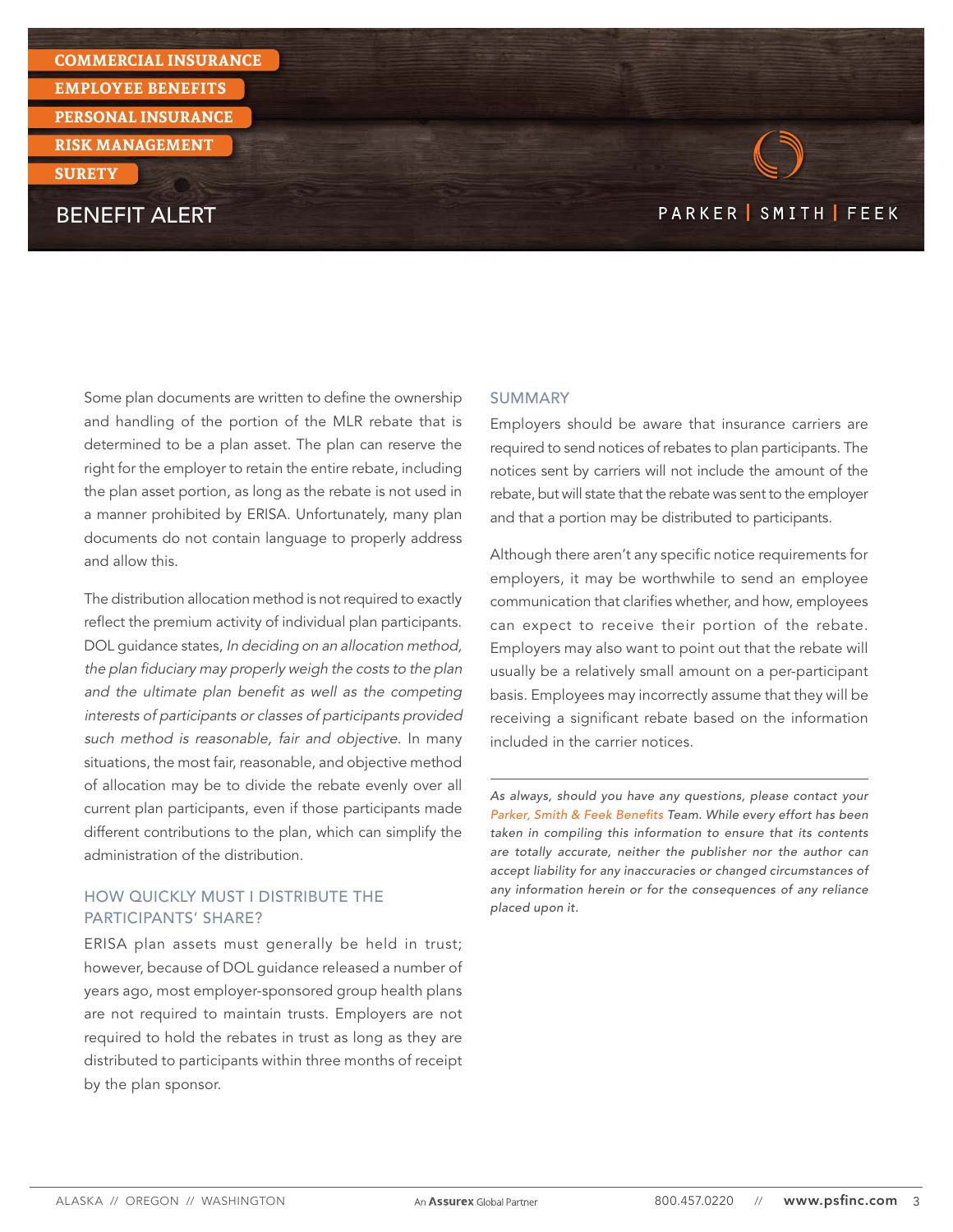Some plan documents are written to define the ownership and handling of the portion of the MLR rebate that is determined to be a plan asset. The plan can reserve the right for the employer to retain the entire rebate, including the plan asset portion, as long as the rebate is not used in a manner prohibited by ERISA. Unfortunately, many plan documents do not contain language to properly address and allow this.

The distribution allocation method is not required to exactly reflect the premium activity of individual plan participants. DOL guidance states, *In deciding on an allocation method, the plan fiduciary may properly weigh the costs to the plan and the ultimate plan benefit as well as the competing interests of participants or classes of participants provided such method is reasonable, fair and objective.* In many situations, the most fair, reasonable, and objective method of allocation may be to divide the rebate evenly over all current plan participants, even if those participants made different contributions to the plan, which can simplify the administration of the distribution.

## HOW QUICKLY MUST I DISTRIBUTE THE PARTICIPANTS' SHARE?

ERISA plan assets must generally be held in trust; however, because of DOL guidance released a number of years ago, most employer-sponsored group health plans are not required to maintain trusts. Employers are not required to hold the rebates in trust as long as they are distributed to participants within three months of receipt by the plan sponsor.

## SUMMARY

Employers should be aware that insurance carriers are required to send notices of rebates to plan participants. The notices sent by carriers will not include the amount of the rebate, but will state that the rebate was sent to the employer and that a portion may be distributed to participants.

Although there aren't any specific notice requirements for employers, it may be worthwhile to send an employee communication that clarifies whether, and how, employees can expect to receive their portion of the rebate. Employers may also want to point out that the rebate will usually be a relatively small amount on a per-participant basis. Employees may incorrectly assume that they will be receiving a significant rebate based on the information included in the carrier notices.

---

*As always, should you have any questions, please contact your Parker, Smith & Feek Benefits Team. While every effort has been taken in compiling this information to ensure that its contents are totally accurate, neither the publisher nor the author can accept liability for any inaccuracies or changed circumstances of any information herein or for the consequences of any reliance placed upon it.*